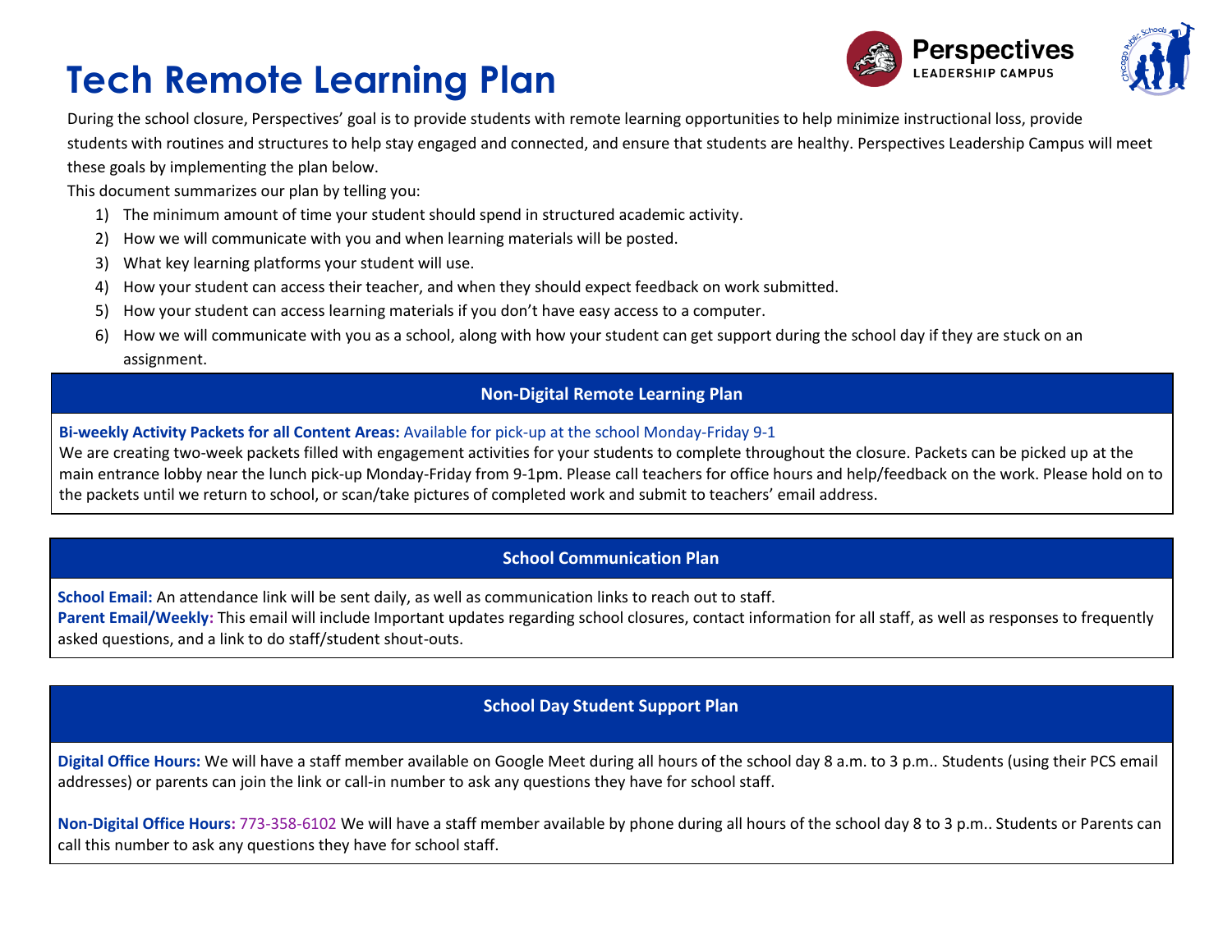# Tech Remote Learning Plan

Perspectives LEADERSHIP CAMPUS

During the school closure, Perspectives' goal is to provide students with remote learning opportunities to help minimize instructional loss, provide students with routines and structures to help stay engaged and connected, and ensure that students are healthy. Perspectives Leadership Campus will meet these goals by implementing the plan below.

This document summarizes our plan by telling you:

1) The minimum amount of time your student should spend in structured academic activity.
2) How we will communicate with you and when learning materials will be posted.
3) What key learning platforms your student will use.
4) How your student can access their teacher, and when they should expect feedback on work submitted.
5) How your student can access learning materials if you don't have easy access to a computer.
6) How we will communicate with you as a school, along with how your student can get support during the school day if they are stuck on an assignment.

## Non-Digital Remote Learning Plan

**Bi-weekly Activity Packets for all Content Areas:** Available for pick-up at the school Monday-Friday 9-1

We are creating two-week packets filled with engagement activities for your students to complete throughout the closure. Packets can be picked up at the main entrance lobby near the lunch pick-up Monday-Friday from 9-1pm. Please call teachers for office hours and help/feedback on the work. Please hold on to the packets until we return to school, or scan/take pictures of completed work and submit to teachers' email address.

## School Communication Plan

**School Email:** An attendance link will be sent daily, as well as communication links to reach out to staff.

**Parent Email/Weekly:** This email will include Important updates regarding school closures, contact information for all staff, as well as responses to frequently asked questions, and a link to do staff/student shout-outs.

## School Day Student Support Plan

**Digital Office Hours:** We will have a staff member available on Google Meet during all hours of the school day 8 a.m. to 3 p.m.. Students (using their PCS email addresses) or parents can join the link or call-in number to ask any questions they have for school staff.

**Non-Digital Office Hours:** 773-358-6102 We will have a staff member available by phone during all hours of the school day 8 to 3 p.m.. Students or Parents can call this number to ask any questions they have for school staff.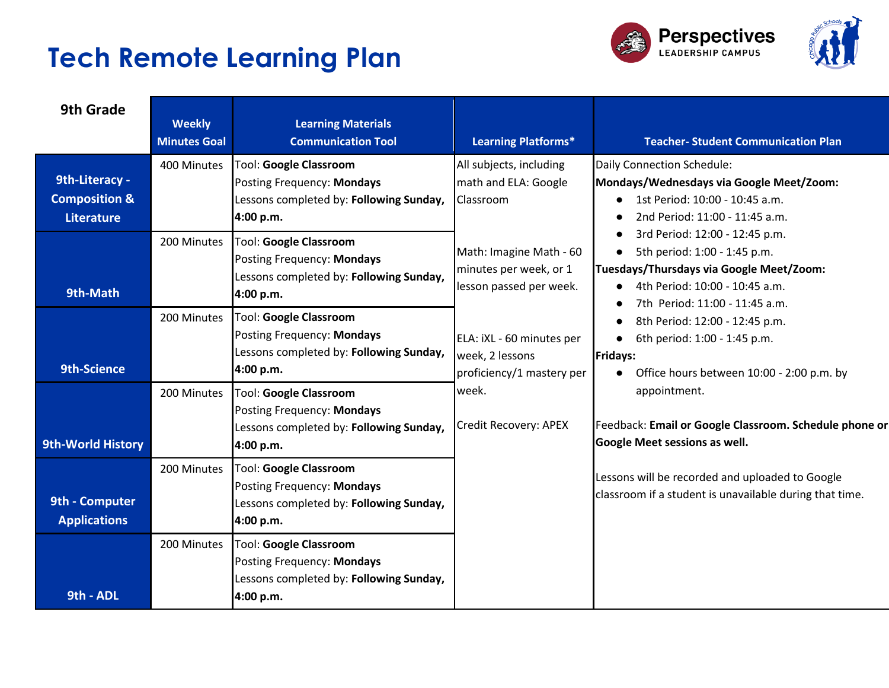# Tech Remote Learning Plan

Perspectives LEADERSHIP CAMPUS

| 9th Grade | Weekly Minutes Goal | Learning Materials Communication Tool | Learning Platforms* | Teacher- Student Communication Plan |
|---|---|---|---|---|
| 9th-Literacy - Composition & Literature | 400 Minutes | Tool: **Google Classroom**<br>Posting Frequency: **Mondays**<br>Lessons completed by: **Following Sunday, 4:00 p.m.** | All subjects, including math and ELA: Google Classroom<br><br>Math: Imagine Math - 60 minutes per week, or 1 lesson passed per week.<br><br>ELA: iXL - 60 minutes per week, 2 lessons proficiency/1 mastery per week.<br><br>Credit Recovery: APEX | Daily Connection Schedule:<br>**Mondays/Wednesdays via Google Meet/Zoom:**<br>● 1st Period: 10:00 - 10:45 a.m.<br>● 2nd Period: 11:00 - 11:45 a.m.<br>● 3rd Period: 12:00 - 12:45 p.m.<br>● 5th period: 1:00 - 1:45 p.m.<br>**Tuesdays/Thursdays via Google Meet/Zoom:**<br>● 4th Period: 10:00 - 10:45 a.m.<br>● 7th Period: 11:00 - 11:45 a.m.<br>● 8th Period: 12:00 - 12:45 p.m.<br>● 6th period: 1:00 - 1:45 p.m.<br>**Fridays:**<br>● Office hours between 10:00 - 2:00 p.m. by appointment.<br><br>Feedback: **Email or Google Classroom. Schedule phone or Google Meet sessions as well.**<br><br>Lessons will be recorded and uploaded to Google classroom if a student is unavailable during that time. |
| 9th-Math | 200 Minutes | Tool: **Google Classroom**<br>Posting Frequency: **Mondays**<br>Lessons completed by: **Following Sunday, 4:00 p.m.** | | |
| 9th-Science | 200 Minutes | Tool: **Google Classroom**<br>Posting Frequency: **Mondays**<br>Lessons completed by: **Following Sunday, 4:00 p.m.** | | |
| 9th-World History | 200 Minutes | Tool: **Google Classroom**<br>Posting Frequency: **Mondays**<br>Lessons completed by: **Following Sunday, 4:00 p.m.** | | |
| 9th - Computer Applications | 200 Minutes | Tool: **Google Classroom**<br>Posting Frequency: **Mondays**<br>Lessons completed by: **Following Sunday, 4:00 p.m.** | | |
| 9th - ADL | 200 Minutes | Tool: **Google Classroom**<br>Posting Frequency: **Mondays**<br>Lessons completed by: **Following Sunday, 4:00 p.m.** | | |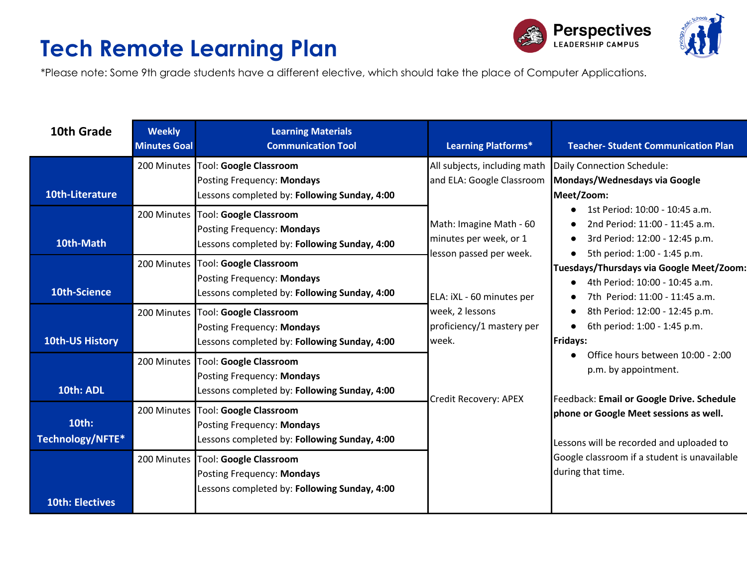# Tech Remote Learning Plan

*Please note: Some 9th grade students have a different elective, which should take the place of Computer Applications.

| 10th Grade | Weekly Minutes Goal | Learning Materials Communication Tool | Learning Platforms* | Teacher- Student Communication Plan |
|---|---|---|---|---|
| **10th-Literature** | 200 Minutes | Tool: **Google Classroom**<br>Posting Frequency: **Mondays**<br>Lessons completed by: **Following Sunday, 4:00** | All subjects, including math and ELA: Google Classroom<br><br>Math: Imagine Math - 60 minutes per week, or 1 lesson passed per week.<br><br>ELA: iXL - 60 minutes per week, 2 lessons proficiency/1 mastery per week.<br><br>Credit Recovery: APEX | Daily Connection Schedule:<br>**Mondays/Wednesdays via Google Meet/Zoom:**<br>● 1st Period: 10:00 - 10:45 a.m.<br>● 2nd Period: 11:00 - 11:45 a.m.<br>● 3rd Period: 12:00 - 12:45 p.m.<br>● 5th period: 1:00 - 1:45 p.m.<br>**Tuesdays/Thursdays via Google Meet/Zoom:**<br>● 4th Period: 10:00 - 10:45 a.m.<br>● 7th Period: 11:00 - 11:45 a.m.<br>● 8th Period: 12:00 - 12:45 p.m.<br>● 6th period: 1:00 - 1:45 p.m.<br>**Fridays:**<br>● Office hours between 10:00 - 2:00 p.m. by appointment.<br><br>Feedback: **Email or Google Drive. Schedule phone or Google Meet sessions as well.**<br><br>Lessons will be recorded and uploaded to Google classroom if a student is unavailable during that time. |
| **10th-Math** | 200 Minutes | Tool: **Google Classroom**<br>Posting Frequency: **Mondays**<br>Lessons completed by: **Following Sunday, 4:00** | | |
| **10th-Science** | 200 Minutes | Tool: **Google Classroom**<br>Posting Frequency: **Mondays**<br>Lessons completed by: **Following Sunday, 4:00** | | |
| **10th-US History** | 200 Minutes | Tool: **Google Classroom**<br>Posting Frequency: **Mondays**<br>Lessons completed by: **Following Sunday, 4:00** | | |
| **10th: ADL** | 200 Minutes | Tool: **Google Classroom**<br>Posting Frequency: **Mondays**<br>Lessons completed by: **Following Sunday, 4:00** | | |
| **10th: Technology/NFTE*** | 200 Minutes | Tool: **Google Classroom**<br>Posting Frequency: **Mondays**<br>Lessons completed by: **Following Sunday, 4:00** | | |
| **10th: Electives** | 200 Minutes | Tool: **Google Classroom**<br>Posting Frequency: **Mondays**<br>Lessons completed by: **Following Sunday, 4:00** | | |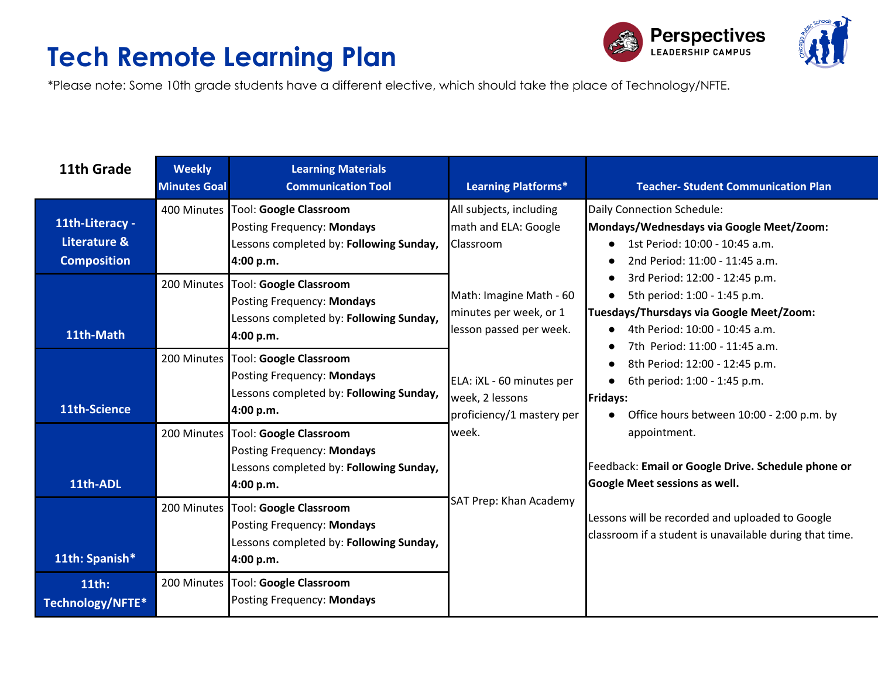# Tech Remote Learning Plan

*Please note: Some 10th grade students have a different elective, which should take the place of Technology/NFTE.

| 11th Grade | Weekly Minutes Goal | Learning Materials Communication Tool | Learning Platforms* | Teacher- Student Communication Plan |
|---|---|---|---|---|
| 11th-Literacy - Literature & Composition | 400 Minutes | Tool: **Google Classroom**<br>Posting Frequency: **Mondays**<br>Lessons completed by: **Following Sunday, 4:00 p.m.** | All subjects, including math and ELA: Google Classroom<br><br>Math: Imagine Math - 60 minutes per week, or 1 lesson passed per week.<br><br>ELA: iXL - 60 minutes per week, 2 lessons proficiency/1 mastery per week.<br><br>SAT Prep: Khan Academy | Daily Connection Schedule:<br>**Mondays/Wednesdays via Google Meet/Zoom:**<br>• 1st Period: 10:00 - 10:45 a.m.<br>• 2nd Period: 11:00 - 11:45 a.m.<br>• 3rd Period: 12:00 - 12:45 p.m.<br>• 5th period: 1:00 - 1:45 p.m.<br>**Tuesdays/Thursdays via Google Meet/Zoom:**<br>• 4th Period: 10:00 - 10:45 a.m.<br>• 7th Period: 11:00 - 11:45 a.m.<br>• 8th Period: 12:00 - 12:45 p.m.<br>• 6th period: 1:00 - 1:45 p.m.<br>**Fridays:**<br>• Office hours between 10:00 - 2:00 p.m. by appointment.<br><br>Feedback: **Email or Google Drive. Schedule phone or Google Meet sessions as well.**<br><br>Lessons will be recorded and uploaded to Google classroom if a student is unavailable during that time. |
| 11th-Math | 200 Minutes | Tool: **Google Classroom**<br>Posting Frequency: **Mondays**<br>Lessons completed by: **Following Sunday, 4:00 p.m.** | | |
| 11th-Science | 200 Minutes | Tool: **Google Classroom**<br>Posting Frequency: **Mondays**<br>Lessons completed by: **Following Sunday, 4:00 p.m.** | | |
| 11th-ADL | 200 Minutes | Tool: **Google Classroom**<br>Posting Frequency: **Mondays**<br>Lessons completed by: **Following Sunday, 4:00 p.m.** | | |
| 11th: Spanish* | 200 Minutes | Tool: **Google Classroom**<br>Posting Frequency: **Mondays**<br>Lessons completed by: **Following Sunday, 4:00 p.m.** | | |
| 11th: Technology/NFTE* | 200 Minutes | Tool: **Google Classroom**<br>Posting Frequency: **Mondays** | | |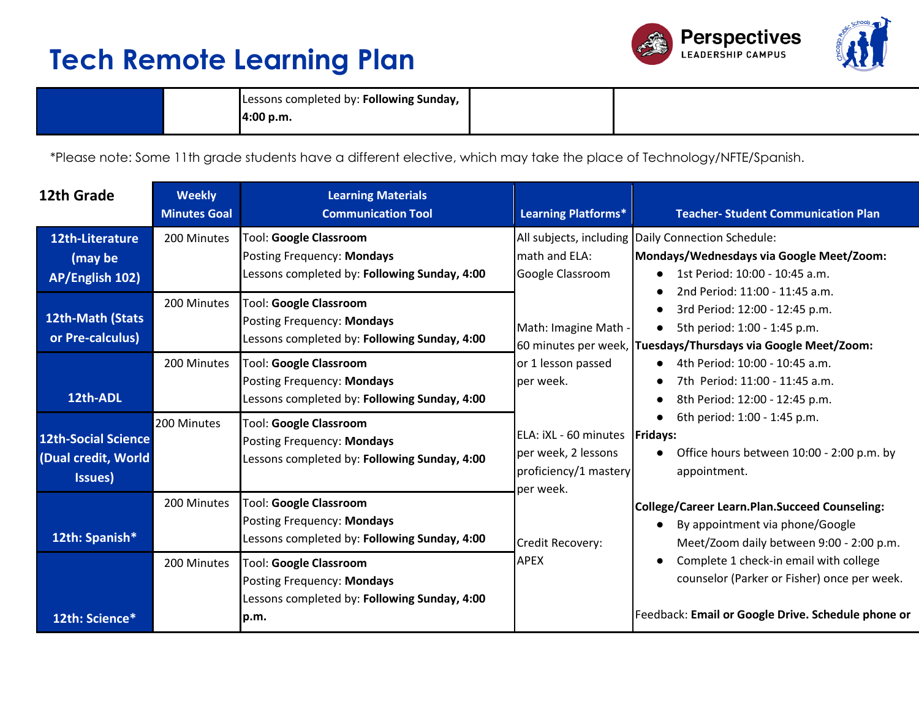# Tech Remote Learning Plan

| | | Lessons completed by: **Following Sunday, 4:00 p.m.** | | |
|---|---|---|---|---|

*Please note: Some 11th grade students have a different elective, which may take the place of Technology/NFTE/Spanish.

| 12th Grade | Weekly Minutes Goal | Learning Materials Communication Tool | Learning Platforms* | Teacher- Student Communication Plan |
|---|---|---|---|---|
| **12th-Literature (may be AP/English 102)** | 200 Minutes | Tool: **Google Classroom**<br>Posting Frequency: **Mondays**<br>Lessons completed by: **Following Sunday, 4:00** | All subjects, including math and ELA: Google Classroom<br><br>Math: Imagine Math - 60 minutes per week, or 1 lesson passed per week.<br><br>ELA: iXL - 60 minutes per week, 2 lessons proficiency/1 mastery per week.<br><br>Credit Recovery: APEX | Daily Connection Schedule:<br>**Mondays/Wednesdays via Google Meet/Zoom:**<br>● 1st Period: 10:00 - 10:45 a.m.<br>● 2nd Period: 11:00 - 11:45 a.m.<br>● 3rd Period: 12:00 - 12:45 p.m.<br>● 5th period: 1:00 - 1:45 p.m.<br>**Tuesdays/Thursdays via Google Meet/Zoom:**<br>● 4th Period: 10:00 - 10:45 a.m.<br>● 7th Period: 11:00 - 11:45 a.m.<br>● 8th Period: 12:00 - 12:45 p.m.<br>● 6th period: 1:00 - 1:45 p.m.<br>**Fridays:**<br>● Office hours between 10:00 - 2:00 p.m. by appointment.<br><br>**College/Career Learn.Plan.Succeed Counseling:**<br>● By appointment via phone/Google Meet/Zoom daily between 9:00 - 2:00 p.m.<br>● Complete 1 check-in email with college counselor (Parker or Fisher) once per week.<br><br>Feedback: **Email or Google Drive. Schedule phone or** |
| **12th-Math (Stats or Pre-calculus)** | 200 Minutes | Tool: **Google Classroom**<br>Posting Frequency: **Mondays**<br>Lessons completed by: **Following Sunday, 4:00** | | |
| **12th-ADL** | 200 Minutes | Tool: **Google Classroom**<br>Posting Frequency: **Mondays**<br>Lessons completed by: **Following Sunday, 4:00** | | |
| **12th-Social Science (Dual credit, World Issues)** | 200 Minutes | Tool: **Google Classroom**<br>Posting Frequency: **Mondays**<br>Lessons completed by: **Following Sunday, 4:00** | | |
| **12th: Spanish*** | 200 Minutes | Tool: **Google Classroom**<br>Posting Frequency: **Mondays**<br>Lessons completed by: **Following Sunday, 4:00** | | |
| **12th: Science*** | 200 Minutes | Tool: **Google Classroom**<br>Posting Frequency: **Mondays**<br>Lessons completed by: **Following Sunday, 4:00 p.m.** | | |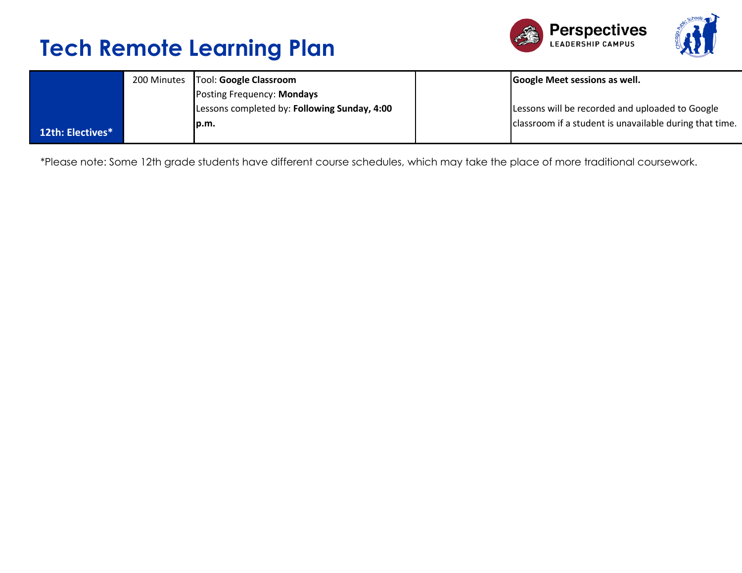# Tech Remote Learning Plan

| | | | | |
|---|---|---|---|---|
| **12th: Electives*** | 200 Minutes | Tool: **Google Classroom**<br>Posting Frequency: **Mondays**<br>Lessons completed by: **Following Sunday, 4:00 p.m.** | | **Google Meet sessions as well.**<br><br>Lessons will be recorded and uploaded to Google classroom if a student is unavailable during that time. |

*Please note: Some 12th grade students have different course schedules, which may take the place of more traditional coursework.